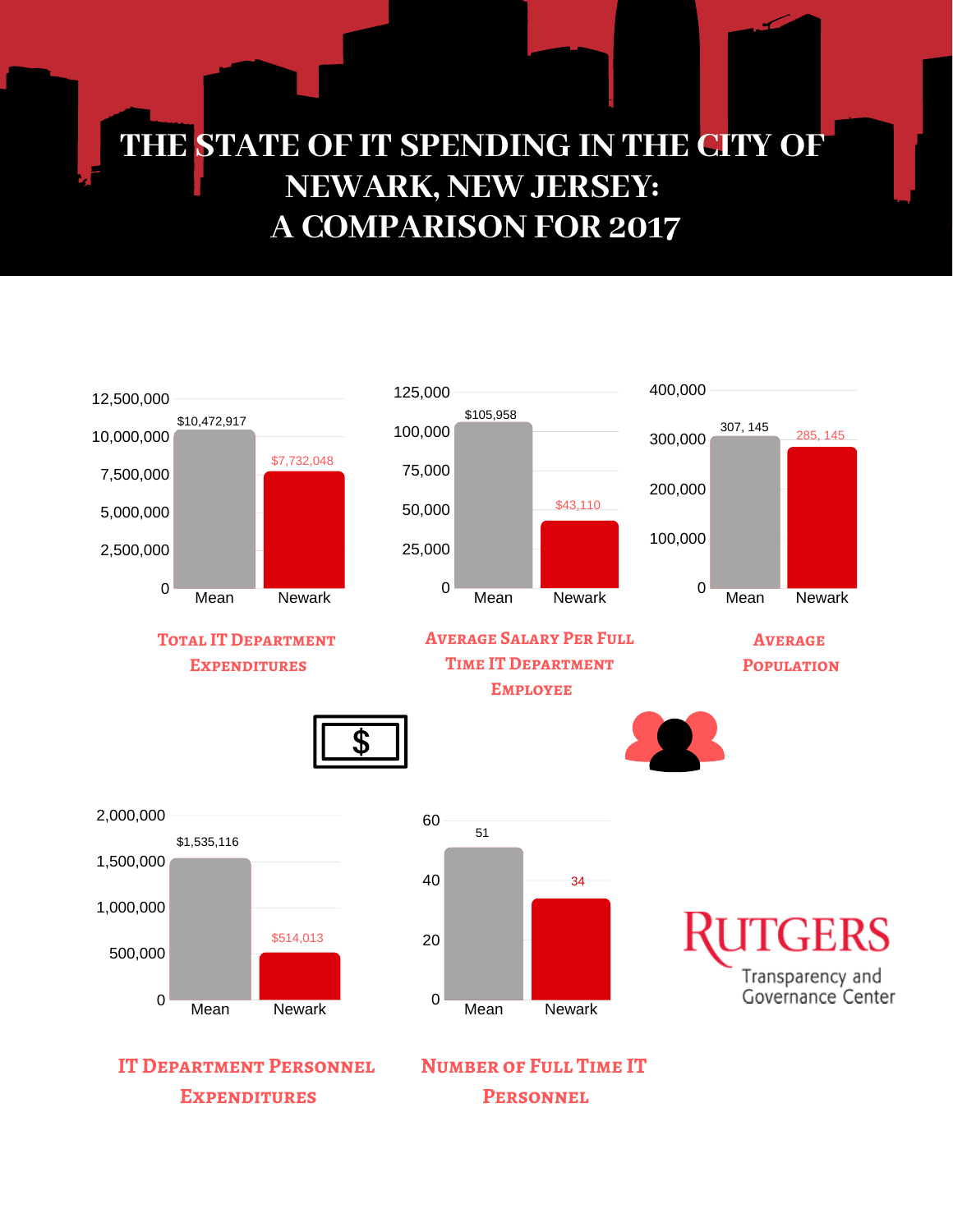# THE STATE OF IT SPENDING IN THE CITY OF NEWARK, NEW JERSEY: A COMPARISON FOR 2017

## Total IT Department Expenditures

| | Mean | Newark |
|---|---|---|
| Total IT Department Expenditures | $10,472,917 | $7,732,048 |

## Average Salary Per Full Time IT Department Employee

| | Mean | Newark |
|---|---|---|
| Average Salary Per Full Time IT Department Employee | $105,958 | $43,110 |

## Average Population

| | Mean | Newark |
|---|---|---|
| Average Population | 307, 145 | 285, 145 |

## IT Department Personnel Expenditures

| | Mean | Newark |
|---|---|---|
| IT Department Personnel Expenditures | $1,535,116 | $514,013 |

## Number of Full Time IT Personnel

| | Mean | Newark |
|---|---|---|
| Number of Full Time IT Personnel | 51 | 34 |

RUTGERS
Transparency and Governance Center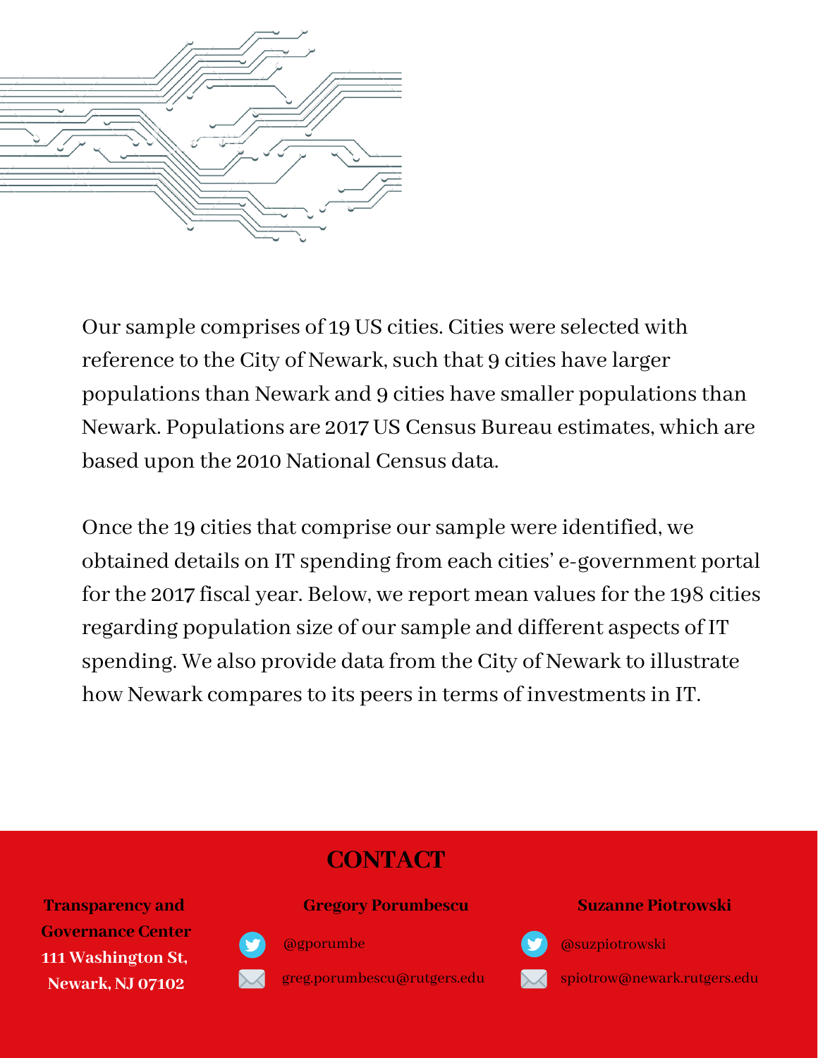Our sample comprises of 19 US cities. Cities were selected with reference to the City of Newark, such that 9 cities have larger populations than Newark and 9 cities have smaller populations than Newark. Populations are 2017 US Census Bureau estimates, which are based upon the 2010 National Census data.

Once the 19 cities that comprise our sample were identified, we obtained details on IT spending from each cities' e-government portal for the 2017 fiscal year. Below, we report mean values for the 198 cities regarding population size of our sample and different aspects of IT spending. We also provide data from the City of Newark to illustrate how Newark compares to its peers in terms of investments in IT.

## CONTACT

**Transparency and Governance Center**
**111 Washington St, Newark, NJ 07102**

**Gregory Porumbescu**
@gporumbe
greg.porumbescu@rutgers.edu

**Suzanne Piotrowski**
@suzpiotrowski
spiotrow@newark.rutgers.edu